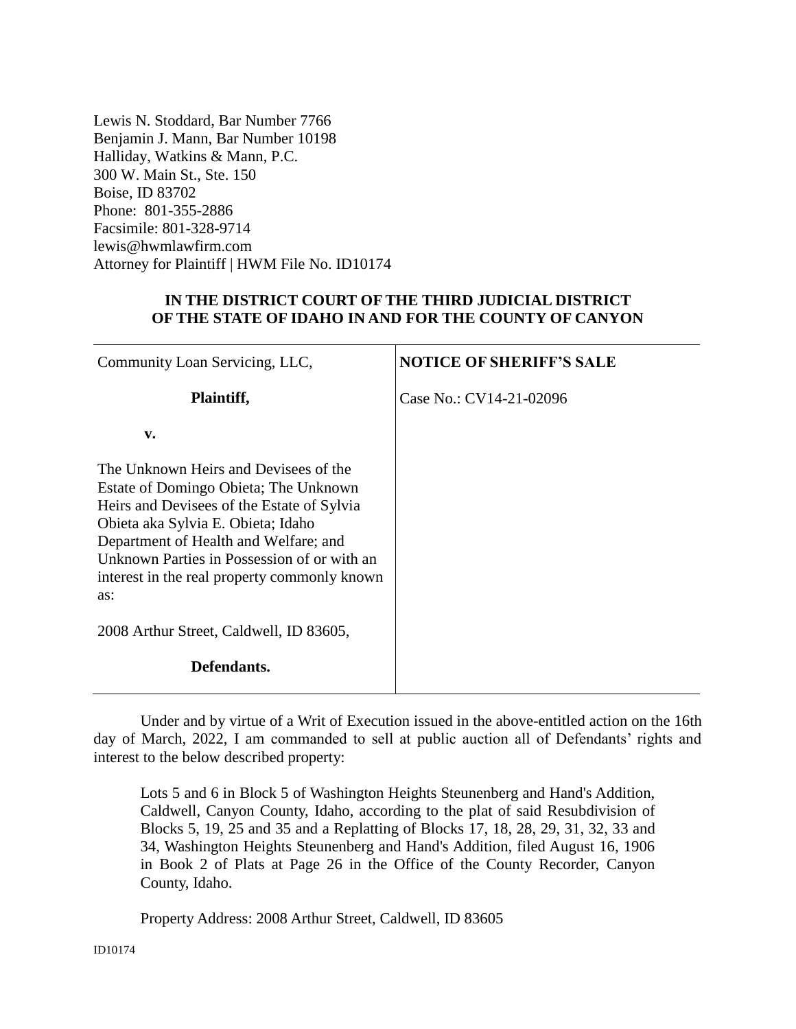Lewis N. Stoddard, Bar Number 7766
Benjamin J. Mann, Bar Number 10198
Halliday, Watkins & Mann, P.C.
300 W. Main St., Ste. 150
Boise, ID 83702
Phone: 801-355-2886
Facsimile: 801-328-9714
lewis@hwmlawfirm.com
Attorney for Plaintiff | HWM File No. ID10174

**IN THE DISTRICT COURT OF THE THIRD JUDICIAL DISTRICT
OF THE STATE OF IDAHO IN AND FOR THE COUNTY OF CANYON**

| | |
|---|---|
| Community Loan Servicing, LLC,<br><br>**Plaintiff,**<br><br>**v.**<br><br>The Unknown Heirs and Devisees of the Estate of Domingo Obieta; The Unknown Heirs and Devisees of the Estate of Sylvia Obieta aka Sylvia E. Obieta; Idaho Department of Health and Welfare; and Unknown Parties in Possession of or with an interest in the real property commonly known as:<br><br>2008 Arthur Street, Caldwell, ID 83605,<br><br>**Defendants.** | **NOTICE OF SHERIFF'S SALE**<br><br>Case No.: CV14-21-02096 |

Under and by virtue of a Writ of Execution issued in the above-entitled action on the 16th day of March, 2022, I am commanded to sell at public auction all of Defendants' rights and interest to the below described property:

> Lots 5 and 6 in Block 5 of Washington Heights Steunenberg and Hand's Addition, Caldwell, Canyon County, Idaho, according to the plat of said Resubdivision of Blocks 5, 19, 25 and 35 and a Replatting of Blocks 17, 18, 28, 29, 31, 32, 33 and 34, Washington Heights Steunenberg and Hand's Addition, filed August 16, 1906 in Book 2 of Plats at Page 26 in the Office of the County Recorder, Canyon County, Idaho.
>
> Property Address: 2008 Arthur Street, Caldwell, ID 83605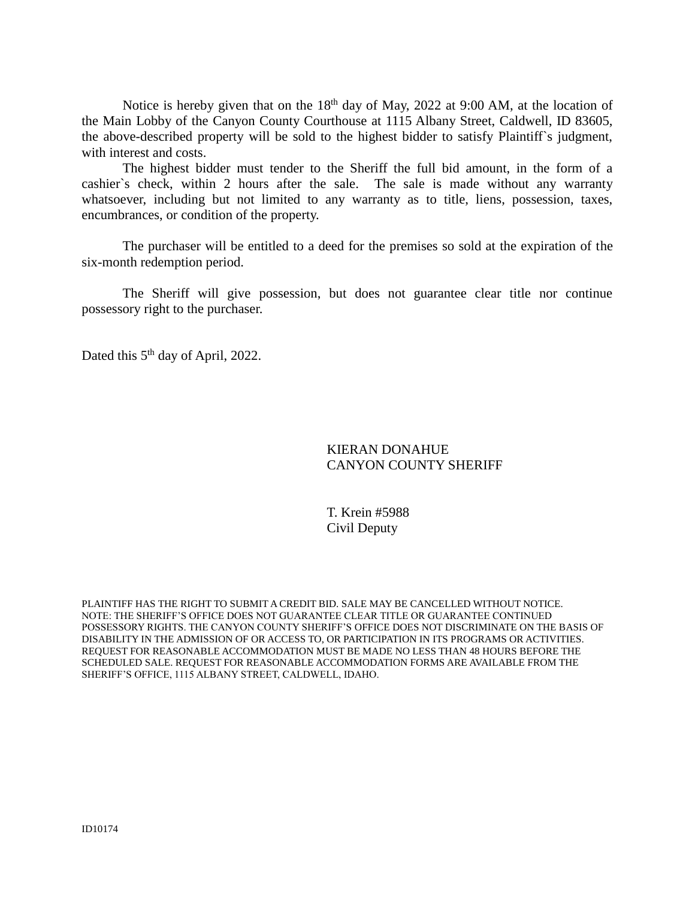Notice is hereby given that on the 18th day of May, 2022 at 9:00 AM, at the location of the Main Lobby of the Canyon County Courthouse at 1115 Albany Street, Caldwell, ID 83605, the above-described property will be sold to the highest bidder to satisfy Plaintiff`s judgment, with interest and costs.

The highest bidder must tender to the Sheriff the full bid amount, in the form of a cashier`s check, within 2 hours after the sale. The sale is made without any warranty whatsoever, including but not limited to any warranty as to title, liens, possession, taxes, encumbrances, or condition of the property.

The purchaser will be entitled to a deed for the premises so sold at the expiration of the six-month redemption period.

The Sheriff will give possession, but does not guarantee clear title nor continue possessory right to the purchaser.

Dated this 5th day of April, 2022.

KIERAN DONAHUE
CANYON COUNTY SHERIFF

T. Krein #5988
Civil Deputy

PLAINTIFF HAS THE RIGHT TO SUBMIT A CREDIT BID. SALE MAY BE CANCELLED WITHOUT NOTICE. NOTE: THE SHERIFF'S OFFICE DOES NOT GUARANTEE CLEAR TITLE OR GUARANTEE CONTINUED POSSESSORY RIGHTS. THE CANYON COUNTY SHERIFF'S OFFICE DOES NOT DISCRIMINATE ON THE BASIS OF DISABILITY IN THE ADMISSION OF OR ACCESS TO, OR PARTICIPATION IN ITS PROGRAMS OR ACTIVITIES. REQUEST FOR REASONABLE ACCOMMODATION MUST BE MADE NO LESS THAN 48 HOURS BEFORE THE SCHEDULED SALE. REQUEST FOR REASONABLE ACCOMMODATION FORMS ARE AVAILABLE FROM THE SHERIFF'S OFFICE, 1115 ALBANY STREET, CALDWELL, IDAHO.

ID10174